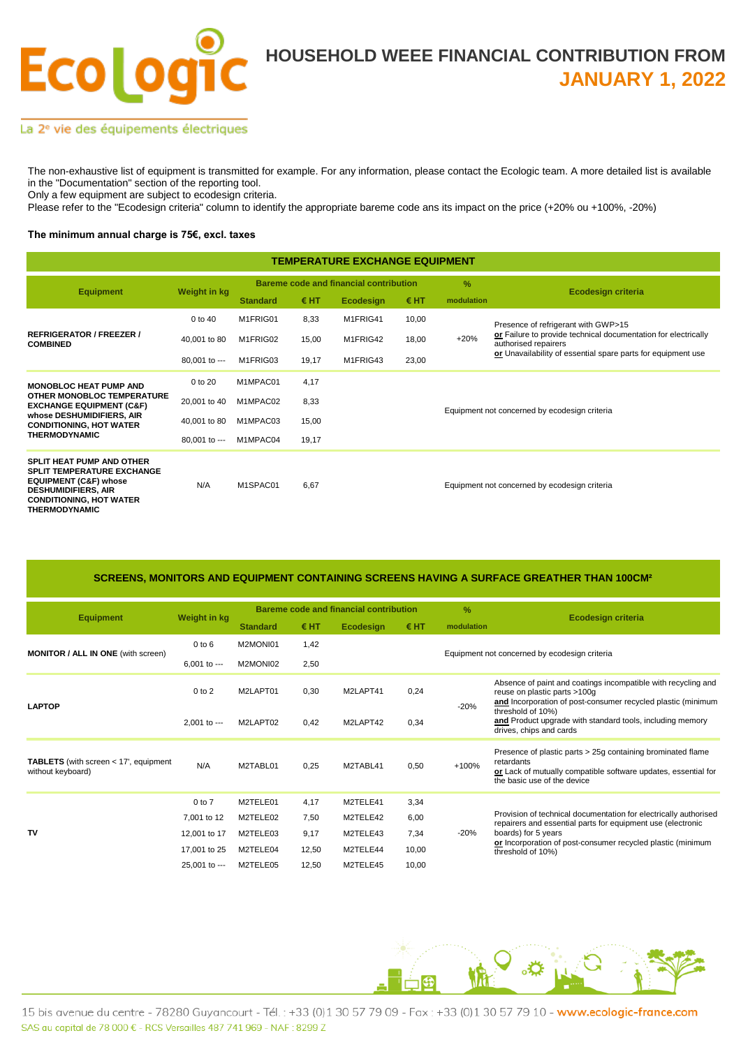# HOUSEHOLD WEEE FINANCIAL CONTRIBUTION FROM JANUARY 1, 2022

The non-exhaustive list of equipment is transmitted for example. For any information, please contact the Ecologic team. A more detailed list is available in the "Documentation" section of the reporting tool.
Only a few equipment are subject to ecodesign criteria.
Please refer to the "Ecodesign criteria" column to identify the appropriate bareme code ans its impact on the price (+20% ou +100%, -20%)

**The minimum annual charge is 75€, excl. taxes**

## TEMPERATURE EXCHANGE EQUIPMENT

| Equipment | Weight in kg | Bareme code and financial contribution | | | | % | Ecodesign criteria |
|---|---|---|---|---|---|---|---|
| | | Standard | € HT | Ecodesign | € HT | modulation | |
| **REFRIGERATOR / FREEZER / COMBINED** | 0 to 40 | M1FRIG01 | 8,33 | M1FRIG41 | 10,00 | +20% | Presence of refrigerant with GWP>15 **or** Failure to provide technical documentation for electrically authorised repairers **or** Unavailability of essential spare parts for equipment use |
| | 40,001 to 80 | M1FRIG02 | 15,00 | M1FRIG42 | 18,00 | | |
| | 80,001 to --- | M1FRIG03 | 19,17 | M1FRIG43 | 23,00 | | |
| **MONOBLOC HEAT PUMP AND OTHER MONOBLOC TEMPERATURE EXCHANGE EQUIPMENT (C&F) whose DESHUMIDIFIERS, AIR CONDITIONING, HOT WATER THERMODYNAMIC** | 0 to 20 | M1MPAC01 | 4,17 | | | Equipment not concerned by ecodesign criteria | |
| | 20,001 to 40 | M1MPAC02 | 8,33 | | | | |
| | 40,001 to 80 | M1MPAC03 | 15,00 | | | | |
| | 80,001 to --- | M1MPAC04 | 19,17 | | | | |
| **SPLIT HEAT PUMP AND OTHER SPLIT TEMPERATURE EXCHANGE EQUIPMENT (C&F) whose DESHUMIDIFIERS, AIR CONDITIONING, HOT WATER THERMODYNAMIC** | N/A | M1SPAC01 | 6,67 | | | Equipment not concerned by ecodesign criteria | |

## SCREENS, MONITORS AND EQUIPMENT CONTAINING SCREENS HAVING A SURFACE GREATHER THAN 100CM²

| Equipment | Weight in kg | Bareme code and financial contribution | | | | % | Ecodesign criteria |
|---|---|---|---|---|---|---|---|
| | | Standard | € HT | Ecodesign | € HT | modulation | |
| **MONITOR / ALL IN ONE** (with screen) | 0 to 6 | M2MONI01 | 1,42 | | | Equipment not concerned by ecodesign criteria | |
| | 6,001 to --- | M2MONI02 | 2,50 | | | | |
| **LAPTOP** | 0 to 2 | M2LAPT01 | 0,30 | M2LAPT41 | 0,24 | -20% | Absence of paint and coatings incompatible with recycling and reuse on plastic parts >100g **and** Incorporation of post-consumer recycled plastic (minimum threshold of 10%) **and** Product upgrade with standard tools, including memory drives, chips and cards |
| | 2,001 to --- | M2LAPT02 | 0,42 | M2LAPT42 | 0,34 | | |
| **TABLETS** (with screen < 17', equipment without keyboard) | N/A | M2TABL01 | 0,25 | M2TABL41 | 0,50 | +100% | Presence of plastic parts > 25g containing brominated flame retardants **or** Lack of mutually compatible software updates, essential for the basic use of the device |
| **TV** | 0 to 7 | M2TELE01 | 4,17 | M2TELE41 | 3,34 | -20% | Provision of technical documentation for electrically authorised repairers and essential parts for equipment use (electronic boards) for 5 years **or** Incorporation of post-consumer recycled plastic (minimum threshold of 10%) |
| | 7,001 to 12 | M2TELE02 | 7,50 | M2TELE42 | 6,00 | | |
| | 12,001 to 17 | M2TELE03 | 9,17 | M2TELE43 | 7,34 | | |
| | 17,001 to 25 | M2TELE04 | 12,50 | M2TELE44 | 10,00 | | |
| | 25,001 to --- | M2TELE05 | 12,50 | M2TELE45 | 10,00 | | |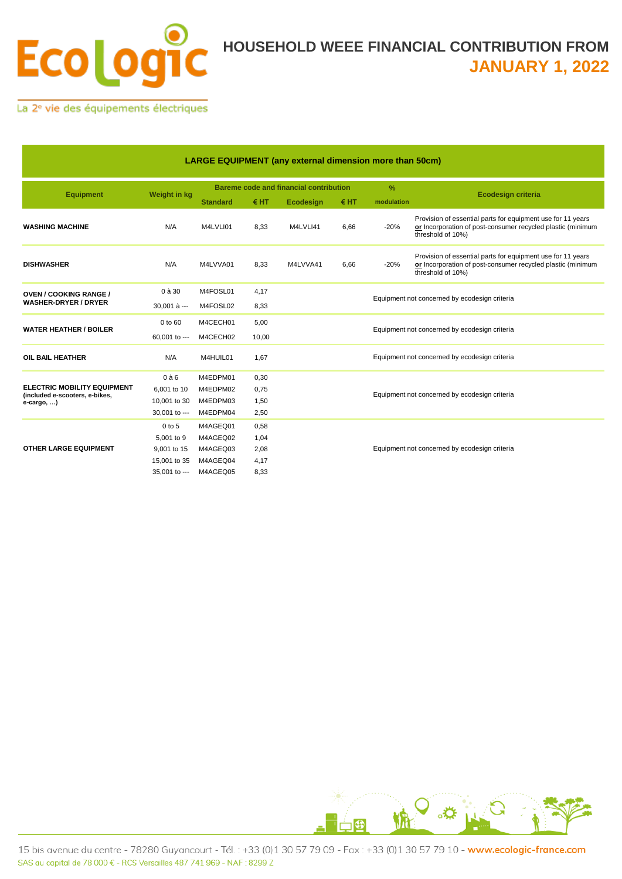# HOUSEHOLD WEEE FINANCIAL CONTRIBUTION FROM JANUARY 1, 2022

## LARGE EQUIPMENT (any external dimension more than 50cm)

| Equipment | Weight in kg | Bareme code and financial contribution | | | | % | Ecodesign criteria |
|---|---|---|---|---|---|---|---|
| | | Standard | € HT | Ecodesign | € HT | modulation | |
| **WASHING MACHINE** | N/A | M4LVLI01 | 8,33 | M4LVLI41 | 6,66 | -20% | Provision of essential parts for equipment use for 11 years **or** Incorporation of post-consumer recycled plastic (minimum threshold of 10%) |
| **DISHWASHER** | N/A | M4LVVA01 | 8,33 | M4LVVA41 | 6,66 | -20% | Provision of essential parts for equipment use for 11 years **or** Incorporation of post-consumer recycled plastic (minimum threshold of 10%) |
| **OVEN / COOKING RANGE / WASHER-DRYER / DRYER** | 0 à 30 | M4FOSL01 | 4,17 | | | | Equipment not concerned by ecodesign criteria |
| | 30,001 à --- | M4FOSL02 | 8,33 | | | | |
| **WATER HEATHER / BOILER** | 0 to 60 | M4CECH01 | 5,00 | | | | Equipment not concerned by ecodesign criteria |
| | 60,001 to --- | M4CECH02 | 10,00 | | | | |
| **OIL BAIL HEATHER** | N/A | M4HUIL01 | 1,67 | | | | Equipment not concerned by ecodesign criteria |
| **ELECTRIC MOBILITY EQUIPMENT (included e-scooters, e-bikes, e-cargo, …)** | 0 à 6 | M4EDPM01 | 0,30 | | | | Equipment not concerned by ecodesign criteria |
| | 6,001 to 10 | M4EDPM02 | 0,75 | | | | |
| | 10,001 to 30 | M4EDPM03 | 1,50 | | | | |
| | 30,001 to --- | M4EDPM04 | 2,50 | | | | |
| **OTHER LARGE EQUIPMENT** | 0 to 5 | M4AGEQ01 | 0,58 | | | | Equipment not concerned by ecodesign criteria |
| | 5,001 to 9 | M4AGEQ02 | 1,04 | | | | |
| | 9,001 to 15 | M4AGEQ03 | 2,08 | | | | |
| | 15,001 to 35 | M4AGEQ04 | 4,17 | | | | |
| | 35,001 to --- | M4AGEQ05 | 8,33 | | | | |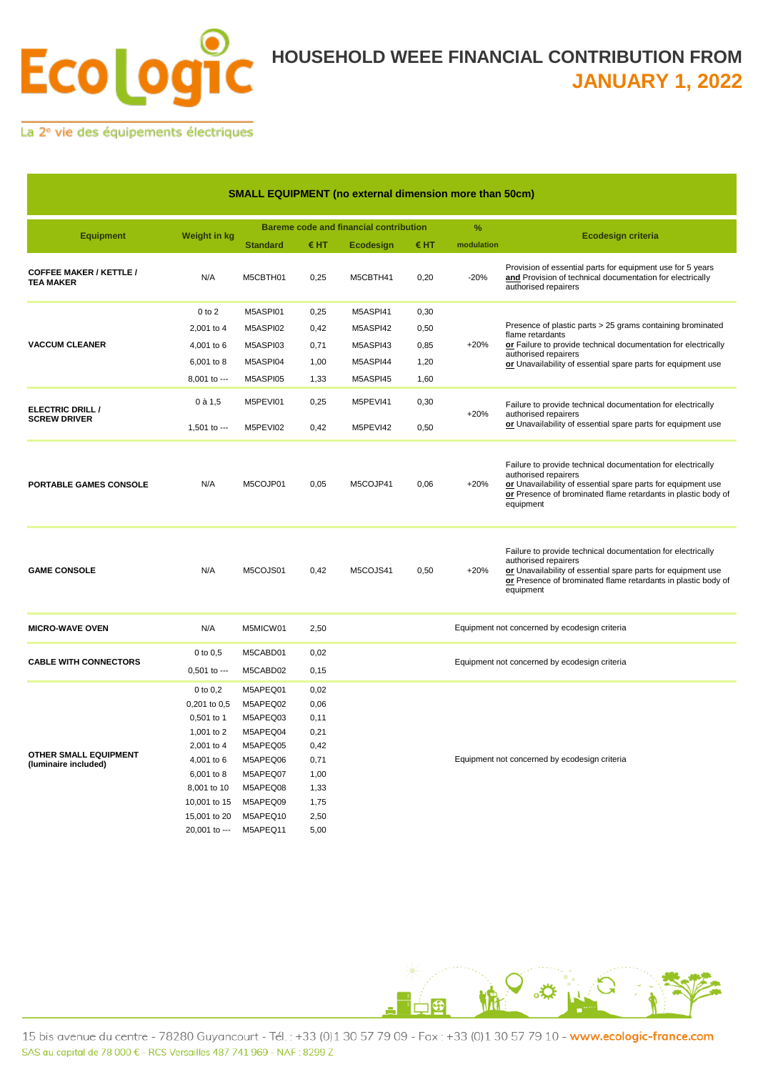# HOUSEHOLD WEEE FINANCIAL CONTRIBUTION FROM JANUARY 1, 2022

## SMALL EQUIPMENT (no external dimension more than 50cm)

| Equipment | Weight in kg | Bareme code and financial contribution | | | | % | Ecodesign criteria |
|---|---|---|---|---|---|---|---|
| | | Standard | € HT | Ecodesign | € HT | modulation | |
| **COFFEE MAKER / KETTLE / TEA MAKER** | N/A | M5CBTH01 | 0,25 | M5CBTH41 | 0,20 | -20% | Provision of essential parts for equipment use for 5 years **and** Provision of technical documentation for electrically authorised repairers |
| **VACCUM CLEANER** | 0 to 2 | M5ASPI01 | 0,25 | M5ASPI41 | 0,30 | +20% | Presence of plastic parts > 25 grams containing brominated flame retardants **or** Failure to provide technical documentation for electrically authorised repairers **or** Unavailability of essential spare parts for equipment use |
| | 2,001 to 4 | M5ASPI02 | 0,42 | M5ASPI42 | 0,50 | | |
| | 4,001 to 6 | M5ASPI03 | 0,71 | M5ASPI43 | 0,85 | | |
| | 6,001 to 8 | M5ASPI04 | 1,00 | M5ASPI44 | 1,20 | | |
| | 8,001 to --- | M5ASPI05 | 1,33 | M5ASPI45 | 1,60 | | |
| **ELECTRIC DRILL / SCREW DRIVER** | 0 à 1,5 | M5PEVI01 | 0,25 | M5PEVI41 | 0,30 | +20% | Failure to provide technical documentation for electrically authorised repairers **or** Unavailability of essential spare parts for equipment use |
| | 1,501 to --- | M5PEVI02 | 0,42 | M5PEVI42 | 0,50 | | |
| **PORTABLE GAMES CONSOLE** | N/A | M5COJP01 | 0,05 | M5COJP41 | 0,06 | +20% | Failure to provide technical documentation for electrically authorised repairers **or** Unavailability of essential spare parts for equipment use **or** Presence of brominated flame retardants in plastic body of equipment |
| **GAME CONSOLE** | N/A | M5COJS01 | 0,42 | M5COJS41 | 0,50 | +20% | Failure to provide technical documentation for electrically authorised repairers **or** Unavailability of essential spare parts for equipment use **or** Presence of brominated flame retardants in plastic body of equipment |
| **MICRO-WAVE OVEN** | N/A | M5MICW01 | 2,50 | | | Equipment not concerned by ecodesign criteria | |
| **CABLE WITH CONNECTORS** | 0 to 0,5 | M5CABD01 | 0,02 | | | Equipment not concerned by ecodesign criteria | |
| | 0,501 to --- | M5CABD02 | 0,15 | | | | |
| **OTHER SMALL EQUIPMENT (luminaire included)** | 0 to 0,2 | M5APEQ01 | 0,02 | | | Equipment not concerned by ecodesign criteria | |
| | 0,201 to 0,5 | M5APEQ02 | 0,06 | | | | |
| | 0,501 to 1 | M5APEQ03 | 0,11 | | | | |
| | 1,001 to 2 | M5APEQ04 | 0,21 | | | | |
| | 2,001 to 4 | M5APEQ05 | 0,42 | | | | |
| | 4,001 to 6 | M5APEQ06 | 0,71 | | | | |
| | 6,001 to 8 | M5APEQ07 | 1,00 | | | | |
| | 8,001 to 10 | M5APEQ08 | 1,33 | | | | |
| | 10,001 to 15 | M5APEQ09 | 1,75 | | | | |
| | 15,001 to 20 | M5APEQ10 | 2,50 | | | | |
| | 20,001 to --- | M5APEQ11 | 5,00 | | | | |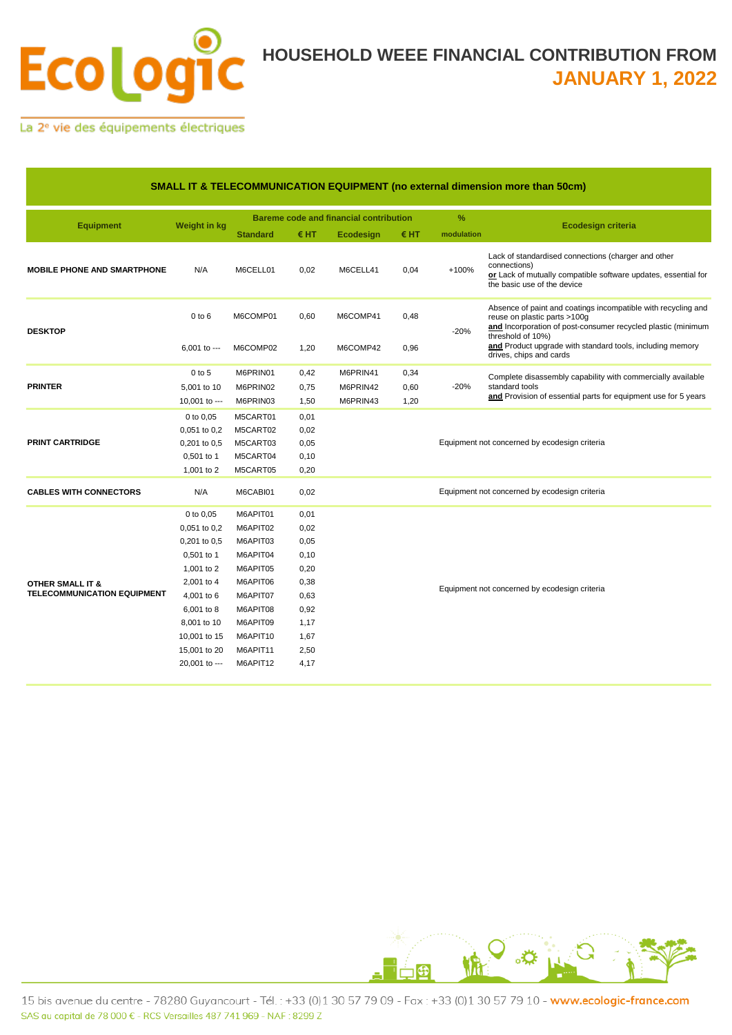# HOUSEHOLD WEEE FINANCIAL CONTRIBUTION FROM JANUARY 1, 2022

## SMALL IT & TELECOMMUNICATION EQUIPMENT (no external dimension more than 50cm)

| Equipment | Weight in kg | Bareme code and financial contribution | | | | % | Ecodesign criteria |
|---|---|---|---|---|---|---|---|
| | | Standard | € HT | Ecodesign | € HT | modulation | |
| MOBILE PHONE AND SMARTPHONE | N/A | M6CELL01 | 0,02 | M6CELL41 | 0,04 | +100% | Lack of standardised connections (charger and other connections) **or** Lack of mutually compatible software updates, essential for the basic use of the device |
| DESKTOP | 0 to 6 | M6COMP01 | 0,60 | M6COMP41 | 0,48 | -20% | Absence of paint and coatings incompatible with recycling and reuse on plastic parts >100g **and** Incorporation of post-consumer recycled plastic (minimum threshold of 10%) **and** Product upgrade with standard tools, including memory drives, chips and cards |
| | 6,001 to --- | M6COMP02 | 1,20 | M6COMP42 | 0,96 | | |
| PRINTER | 0 to 5 | M6PRIN01 | 0,42 | M6PRIN41 | 0,34 | -20% | Complete disassembly capability with commercially available standard tools **and** Provision of essential parts for equipment use for 5 years |
| | 5,001 to 10 | M6PRIN02 | 0,75 | M6PRIN42 | 0,60 | | |
| | 10,001 to --- | M6PRIN03 | 1,50 | M6PRIN43 | 1,20 | | |
| PRINT CARTRIDGE | 0 to 0,05 | M5CART01 | 0,01 | | | Equipment not concerned by ecodesign criteria | |
| | 0,051 to 0,2 | M5CART02 | 0,02 | | | | |
| | 0,201 to 0,5 | M5CART03 | 0,05 | | | | |
| | 0,501 to 1 | M5CART04 | 0,10 | | | | |
| | 1,001 to 2 | M5CART05 | 0,20 | | | | |
| CABLES WITH CONNECTORS | N/A | M6CABI01 | 0,02 | | | Equipment not concerned by ecodesign criteria | |
| OTHER SMALL IT & TELECOMMUNICATION EQUIPMENT | 0 to 0,05 | M6APIT01 | 0,01 | | | Equipment not concerned by ecodesign criteria | |
| | 0,051 to 0,2 | M6APIT02 | 0,02 | | | | |
| | 0,201 to 0,5 | M6APIT03 | 0,05 | | | | |
| | 0,501 to 1 | M6APIT04 | 0,10 | | | | |
| | 1,001 to 2 | M6APIT05 | 0,20 | | | | |
| | 2,001 to 4 | M6APIT06 | 0,38 | | | | |
| | 4,001 to 6 | M6APIT07 | 0,63 | | | | |
| | 6,001 to 8 | M6APIT08 | 0,92 | | | | |
| | 8,001 to 10 | M6APIT09 | 1,17 | | | | |
| | 10,001 to 15 | M6APIT10 | 1,67 | | | | |
| | 15,001 to 20 | M6APIT11 | 2,50 | | | | |
| | 20,001 to --- | M6APIT12 | 4,17 | | | | |